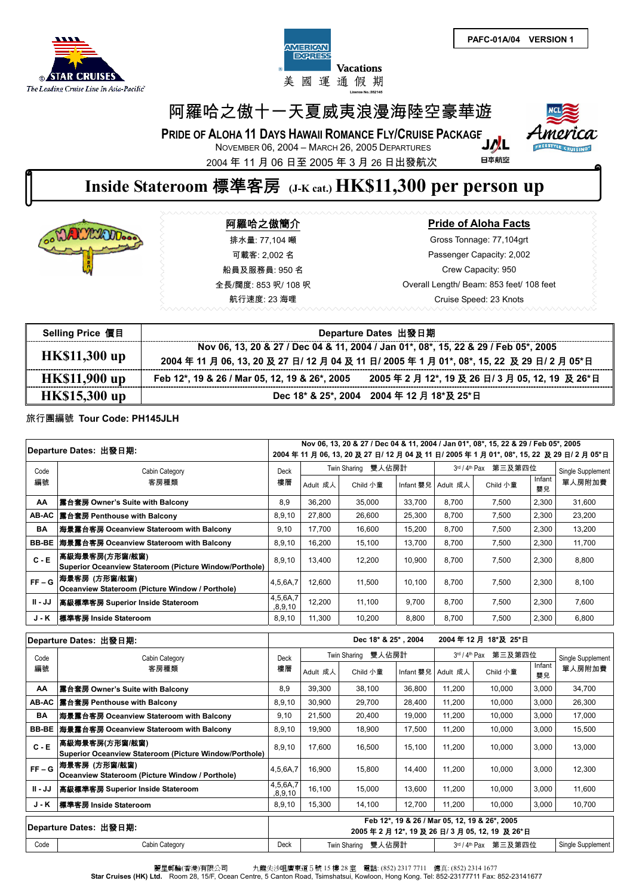Star Cruises — The Leading Cruise Line In Asia-Pacific

American Express Vacations 美國運通假期 Licence No. 352145

PAFC-01A/04 VERSION 1

# 阿羅哈之傲十一天夏威夷浪漫海陸空豪華遊

## PRIDE OF ALOHA 11 DAYS HAWAII ROMANCE FLY/CRUISE PACKAGE

NOVEMBER 06, 2004 – MARCH 26, 2005 DEPARTURES

2004 年 11 月 06 日至 2005 年 3 月 26 日出發航次

JAL 日本航空 | NCL America FREESTYLE CRUISING

## Inside Stateroom 標準客房 (J-K cat.) HK$11,300 per person up

**阿羅哈之傲簡介**

排水量: 77,104 噸
可載客: 2,002 名
船員及服務員: 950 名
全長/闊度: 853 呎/ 108 呎
航行速度: 23 海哩

**Pride of Aloha Facts**

Gross Tonnage: 77,104grt
Passenger Capacity: 2,002
Crew Capacity: 950
Overall Length/ Beam: 853 feet/ 108 feet
Cruise Speed: 23 Knots

| Selling Price 價目 | Departure Dates 出發日期 |
|---|---|
| HK$11,300 up | Nov 06, 13, 20 & 27 / Dec 04 & 11, 2004 / Jan 01*, 08*, 15, 22 & 29 / Feb 05*, 2005<br>2004 年 11 月 06, 13, 20 及 27 日/ 12 月 04 及 11 日/ 2005 年 1 月 01*, 08*, 15, 22 及 29 日/ 2 月 05*日 |
| HK$11,900 up | Feb 12*, 19 & 26 / Mar 05, 12, 19 & 26*, 2005 　 2005 年 2 月 12*, 19 及 26 日/ 3 月 05, 12, 19 及 26*日 |
| HK$15,300 up | Dec 18* & 25*, 2004 　 2004 年 12 月 18*及 25*日 |

旅行團編號 Tour Code: PH145JLH

| Departure Dates: 出發日期: | | | Nov 06, 13, 20 & 27 / Dec 04 & 11, 2004 / Jan 01*, 08*, 15, 22 & 29 / Feb 05*, 2005<br>2004 年 11 月 06, 13, 20 及 27 日/ 12 月 04 及 11 日/ 2005 年 1 月 01*, 08*, 15, 22 及 29 日/ 2 月 05*日 | | | | | | |
|---|---|---|---|---|---|---|---|---|---|
| Code 編號 | Cabin Category 客房種類 | Deck 樓層 | Twin Sharing 雙人佔房計 | | | 3rd / 4th Pax 第三及第四位 | | | Single Supplement 單人房附加費 |
| | | | Adult 成人 | Child 小童 | Infant 嬰兒 | Adult 成人 | Child 小童 | Infant 嬰兒 | |
| AA | 露台套房 Owner's Suite with Balcony | 8,9 | 36,200 | 35,000 | 33,700 | 8,700 | 7,500 | 2,300 | 31,600 |
| AB-AC | 露台套房 Penthouse with Balcony | 8,9,10 | 27,800 | 26,600 | 25,300 | 8,700 | 7,500 | 2,300 | 23,200 |
| BA | 海景露台客房 Oceanview Stateroom with Balcony | 9,10 | 17,700 | 16,600 | 15,200 | 8,700 | 7,500 | 2,300 | 13,200 |
| BB-BE | 海景露台客房 Oceanview Stateroom with Balcony | 8,9,10 | 16,200 | 15,100 | 13,700 | 8,700 | 7,500 | 2,300 | 11,700 |
| C - E | 高級海景客房(方形窗/舷窗) Superior Oceanview Stateroom (Picture Window/Porthole) | 8,9,10 | 13,400 | 12,200 | 10,900 | 8,700 | 7,500 | 2,300 | 8,800 |
| FF – G | 海景客房 (方形窗/舷窗) Oceanview Stateroom (Picture Window / Porthole) | 4,5,6A,7 | 12,600 | 11,500 | 10,100 | 8,700 | 7,500 | 2,300 | 8,100 |
| II - JJ | 高級標準客房 Superior Inside Stateroom | 4,5,6A,7,8,9,10 | 12,200 | 11,100 | 9,700 | 8,700 | 7,500 | 2,300 | 7,600 |
| J - K | 標準客房 Inside Stateroom | 8,9,10 | 11,300 | 10,200 | 8,800 | 8,700 | 7,500 | 2,300 | 6,800 |

| Departure Dates: 出發日期: | | | Dec 18* & 25*, 2004 　 2004 年 12 月 18*及 25*日 | | | | | | |
|---|---|---|---|---|---|---|---|---|---|
| Code 編號 | Cabin Category 客房種類 | Deck 樓層 | Twin Sharing 雙人佔房計 | | | 3rd / 4th Pax 第三及第四位 | | | Single Supplement 單人房附加費 |
| | | | Adult 成人 | Child 小童 | Infant 嬰兒 | Adult 成人 | Child 小童 | Infant 嬰兒 | |
| AA | 露台套房 Owner's Suite with Balcony | 8,9 | 39,300 | 38,100 | 36,800 | 11,200 | 10,000 | 3,000 | 34,700 |
| AB-AC | 露台套房 Penthouse with Balcony | 8,9,10 | 30,900 | 29,700 | 28,400 | 11,200 | 10,000 | 3,000 | 26,300 |
| BA | 海景露台客房 Oceanview Stateroom with Balcony | 9,10 | 21,500 | 20,400 | 19,000 | 11,200 | 10,000 | 3,000 | 17,000 |
| BB-BE | 海景露台客房 Oceanview Stateroom with Balcony | 8,9,10 | 19,900 | 18,900 | 17,500 | 11,200 | 10,000 | 3,000 | 15,500 |
| C - E | 高級海景客房(方形窗/舷窗) Superior Oceanview Stateroom (Picture Window/Porthole) | 8,9,10 | 17,600 | 16,500 | 15,100 | 11,200 | 10,000 | 3,000 | 13,000 |
| FF – G | 海景客房 (方形窗/舷窗) Oceanview Stateroom (Picture Window / Porthole) | 4,5,6A,7 | 16,900 | 15,800 | 14,400 | 11,200 | 10,000 | 3,000 | 12,300 |
| II - JJ | 高級標準客房 Superior Inside Stateroom | 4,5,6A,7,8,9,10 | 16,100 | 15,000 | 13,600 | 11,200 | 10,000 | 3,000 | 11,600 |
| J - K | 標準客房 Inside Stateroom | 8,9,10 | 15,300 | 14,100 | 12,700 | 11,200 | 10,000 | 3,000 | 10,700 |

| Departure Dates: 出發日期: | | | Feb 12*, 19 & 26 / Mar 05, 12, 19 & 26*, 2005<br>2005 年 2 月 12*, 19 及 26 日/ 3 月 05, 12, 19 及 26*日 | | |
|---|---|---|---|---|---|
| Code | Cabin Category | Deck | Twin Sharing 雙人佔房計 | 3rd / 4th Pax 第三及第四位 | Single Supplement |

麗星郵輪(香港)有限公司 　 九龍尖沙咀廣東道 5 號 15 樓 28 室 　 電話: (852) 2317 7711 　 傳真: (852) 2314 1677
Star Cruises (HK) Ltd. Room 28, 15/F, Ocean Centre, 5 Canton Road, Tsimshatsui, Kowloon, Hong Kong. Tel: 852-23177711 Fax: 852-23141677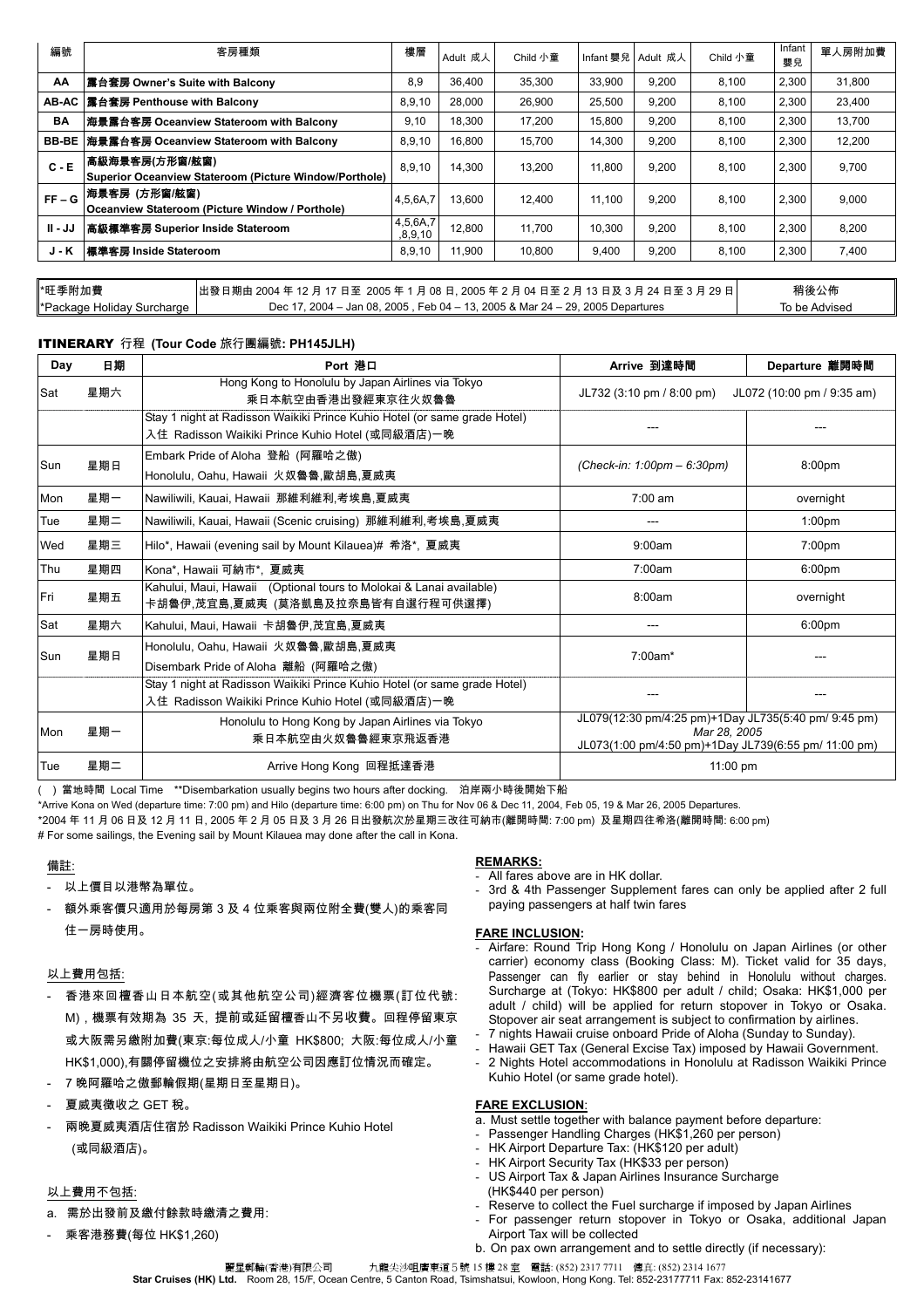| 編號 | 客房種類 | 樓層 | Adult 成人 | Child 小童 | Infant 嬰兒 | Adult 成人 | Child 小童 | Infant 嬰兒 | 單人房附加費 |
|---|---|---|---|---|---|---|---|---|---|
| AA | 露台套房 Owner's Suite with Balcony | 8,9 | 36,400 | 35,300 | 33,900 | 9,200 | 8,100 | 2,300 | 31,800 |
| AB-AC | 露台套房 Penthouse with Balcony | 8,9,10 | 28,000 | 26,900 | 25,500 | 9,200 | 8,100 | 2,300 | 23,400 |
| BA | 海景露台客房 Oceanview Stateroom with Balcony | 9,10 | 18,300 | 17,200 | 15,800 | 9,200 | 8,100 | 2,300 | 13,700 |
| BB-BE | 海景露台客房 Oceanview Stateroom with Balcony | 8,9,10 | 16,800 | 15,700 | 14,300 | 9,200 | 8,100 | 2,300 | 12,200 |
| C - E | 高級海景客房(方形窗/舷窗) Superior Oceanview Stateroom (Picture Window/Porthole) | 8,9,10 | 14,300 | 13,200 | 11,800 | 9,200 | 8,100 | 2,300 | 9,700 |
| FF – G | 海景客房 (方形窗/舷窗) Oceanview Stateroom (Picture Window / Porthole) | 4,5,6A,7 | 13,600 | 12,400 | 11,100 | 9,200 | 8,100 | 2,300 | 9,000 |
| II - JJ | 高級標準客房 Superior Inside Stateroom | 4,5,6A,7,8,9,10 | 12,800 | 11,700 | 10,300 | 9,200 | 8,100 | 2,300 | 8,200 |
| J - K | 標準客房 Inside Stateroom | 8,9,10 | 11,900 | 10,800 | 9,400 | 9,200 | 8,100 | 2,300 | 7,400 |

| | | |
|---|---|---|
| *旺季附加費<br>*Package Holiday Surcharge | 出發日期由 2004 年 12 月 17 日至 2005 年 1 月 08 日, 2005 年 2 月 04 日至 2 月 13 日及 3 月 24 日至 3 月 29 日<br>Dec 17, 2004 – Jan 08, 2005 , Feb 04 – 13, 2005 & Mar 24 – 29, 2005 Departures | 稍後公佈<br>To be Advised |

## ITINERARY 行程 (Tour Code 旅行團編號: PH145JLH)

| Day | 日期 | Port 港口 | Arrive 到達時間 | Departure 離開時間 |
|---|---|---|---|---|
| Sat | 星期六 | Hong Kong to Honolulu by Japan Airlines via Tokyo<br>乘日本航空由香港出發經東京往火奴魯魯 | JL732 (3:10 pm / 8:00 pm) | JL072 (10:00 pm / 9:35 am) |
| | | Stay 1 night at Radisson Waikiki Prince Kuhio Hotel (or same grade Hotel)<br>入住 Radisson Waikiki Prince Kuhio Hotel (或同級酒店)一晚 | --- | --- |
| Sun | 星期日 | Embark Pride of Aloha 登船 (阿羅哈之傲)<br>Honolulu, Oahu, Hawaii 火奴魯魯,歐胡島,夏威夷 | *(Check-in: 1:00pm – 6:30pm)* | 8:00pm |
| Mon | 星期一 | Nawiliwili, Kauai, Hawaii 那維利維利,考埃島,夏威夷 | 7:00 am | overnight |
| Tue | 星期二 | Nawiliwili, Kauai, Hawaii (Scenic cruising) 那維利維利,考埃島,夏威夷 | --- | 1:00pm |
| Wed | 星期三 | Hilo*, Hawaii (evening sail by Mount Kilauea)# 希洛*, 夏威夷 | 9:00am | 7:00pm |
| Thu | 星期四 | Kona*, Hawaii 可納市*, 夏威夷 | 7:00am | 6:00pm |
| Fri | 星期五 | Kahului, Maui, Hawaii (Optional tours to Molokai & Lanai available)<br>卡胡魯伊,茂宜島,夏威夷 (莫洛凱島及拉奈島皆有自選行程可供選擇) | 8:00am | overnight |
| Sat | 星期六 | Kahului, Maui, Hawaii 卡胡魯伊,茂宜島,夏威夷 | --- | 6:00pm |
| Sun | 星期日 | Honolulu, Oahu, Hawaii 火奴魯魯,歐胡島,夏威夷<br>Disembark Pride of Aloha 離船 (阿羅哈之傲) | 7:00am* | --- |
| | | Stay 1 night at Radisson Waikiki Prince Kuhio Hotel (or same grade Hotel)<br>入住 Radisson Waikiki Prince Kuhio Hotel (或同級酒店)一晚 | --- | --- |
| Mon | 星期一 | Honolulu to Hong Kong by Japan Airlines via Tokyo<br>乘日本航空由火奴魯魯經東京飛返香港 | JL079(12:30 pm/4:25 pm)+1Day JL735(5:40 pm/ 9:45 pm)<br>*Mar 28, 2005*<br>JL073(1:00 pm/4:50 pm)+1Day JL739(6:55 pm/ 11:00 pm) | |
| Tue | 星期二 | Arrive Hong Kong 回程抵達香港 | 11:00 pm | |

( ) 當地時間 Local Time **Disembarkation usually begins two hours after docking. 泊岸兩小時後開始下船

*Arrive Kona on Wed (departure time: 7:00 pm) and Hilo (departure time: 6:00 pm) on Thu for Nov 06 & Dec 11, 2004, Feb 05, 19 & Mar 26, 2005 Departures.

*2004 年 11 月 06 日及 12 月 11 日, 2005 年 2 月 05 日及 3 月 26 日出發航次於星期三改往可納市(離開時間: 7:00 pm) 及星期四往希洛(離開時間: 6:00 pm)

# For some sailings, the Evening sail by Mount Kilauea may done after the call in Kona.

### 備註:

- 以上價目以港幣為單位。
- 額外乘客價只適用於每房第 3 及 4 位乘客與兩位附全費(雙人)的乘客同住一房時使用。

### 以上費用包括:

- 香港來回檀香山日本航空(或其他航空公司)經濟客位機票(訂位代號: M) , 機票有效期為 35 天, 提前或延留檀香山不另收費。回程停留東京或大阪需另繳附加費(東京:每位成人/小童 HK$800; 大阪:每位成人/小童 HK$1,000),有關停留機位之安排將由航空公司因應訂位情況而確定。
- 7 晚阿羅哈之傲郵輪假期(星期日至星期日)。
- 夏威夷徵收之 GET 稅。
- 兩晚夏威夷酒店住宿於 Radisson Waikiki Prince Kuhio Hotel (或同級酒店)。

### 以上費用不包括:

a. 需於出發前及繳付餘款時繳清之費用:
- 乘客港務費(每位 HK$1,260)

### REMARKS:

- All fares above are in HK dollar.
- 3rd & 4th Passenger Supplement fares can only be applied after 2 full paying passengers at half twin fares

### FARE INCLUSION:

- Airfare: Round Trip Hong Kong / Honolulu on Japan Airlines (or other carrier) economy class (Booking Class: M). Ticket valid for 35 days, Passenger can fly earlier or stay behind in Honolulu without charges. Surcharge at (Tokyo: HK$800 per adult / child; Osaka: HK$1,000 per adult / child) will be applied for return stopover in Tokyo or Osaka. Stopover air seat arrangement is subject to confirmation by airlines.
- 7 nights Hawaii cruise onboard Pride of Aloha (Sunday to Sunday).
- Hawaii GET Tax (General Excise Tax) imposed by Hawaii Government.
- 2 Nights Hotel accommodations in Honolulu at Radisson Waikiki Prince Kuhio Hotel (or same grade hotel).

### FARE EXCLUSION:

a. Must settle together with balance payment before departure:
- Passenger Handling Charges (HK$1,260 per person)
- HK Airport Departure Tax: (HK$120 per adult)
- HK Airport Security Tax (HK$33 per person)
- US Airport Tax & Japan Airlines Insurance Surcharge (HK$440 per person)
- Reserve to collect the Fuel surcharge if imposed by Japan Airlines
- For passenger return stopover in Tokyo or Osaka, additional Japan Airport Tax will be collected

b. On pax own arrangement and to settle directly (if necessary):

麗星郵輪(香港)有限公司 九龍尖沙咀廣東道 5 號 15 樓 28 室 電話: (852) 2317 7711 傳真: (852) 2314 1677
**Star Cruises (HK) Ltd.** Room 28, 15/F, Ocean Centre, 5 Canton Road, Tsimshatsui, Kowloon, Hong Kong. Tel: 852-23177711 Fax: 852-23141677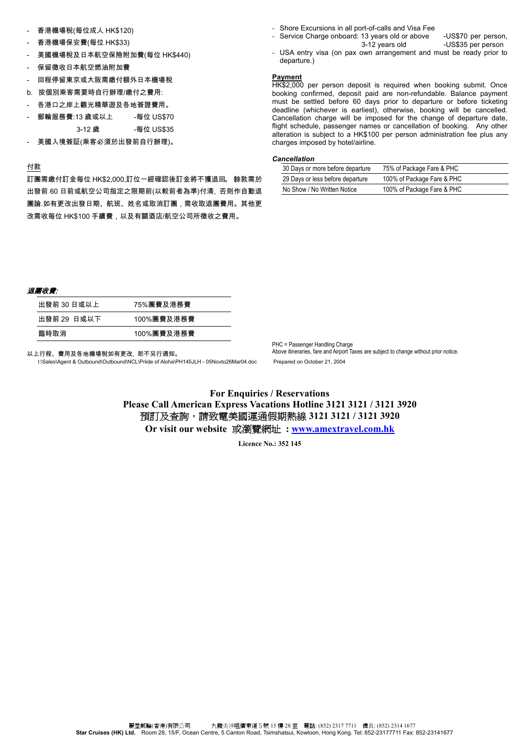- 香港機場稅(每位成人 HK$120)
- 香港機場保安費(每位 HK$33)
- 美國機場稅及日本航空保險附加費(每位 HK$440)
- 保留徵收日本航空燃油附加費
- 回程停留東京或大阪需繳付額外日本機場稅

b. 按個別乘客需要時自行辦理/繳付之費用:

- 各港口之岸上觀光精華遊及各地簽證費用。
- 郵輪服務費:13 歲或以上 -每位 US$70
  3-12 歲 -每位 US$35
- 美國入境簽証(乘客必須於出發前自行辦理)。

付款

訂團需繳付訂金每位 HK$2,000,訂位一經確認後訂金將不獲退回。 餘款需於出發前 60 日前或航空公司指定之限期前(以較前者為準)付清, 否則作自動退團論.如有更改出發日期、航班、姓名或取消訂團，需收取退團費用。其他更改需收每位 HK$100 手續費，以及有關酒店/航空公司所徵收之費用。

***退團收費:***

| | |
|---|---|
| 出發前 30 日或以上 | 75%團費及港務費 |
| 出發前 29 日或以下 | 100%團費及港務費 |
| 臨時取消 | 100%團費及港務費 |

以上行程、費用及各地機場稅如有更改，恕不另行通知。

I:\Sales\Agent & Outbound\Outbound\NCL\Priide of Aloha\PH145JLH - 05Novto26Mar04.doc

- Shore Excursions in all port-of-calls and Visa Fee
- Service Charge onboard: 13 years old or above -US$70 per person,
  3-12 years old -US$35 per person
- USA entry visa (on pax own arrangement and must be ready prior to departure.)

**Payment**

HK$2,000 per person deposit is required when booking submit. Once booking confirmed, deposit paid are non-refundable. Balance payment must be settled before 60 days prior to departure or before ticketing deadline (whichever is earliest), otherwise, booking will be cancelled. Cancellation charge will be imposed for the change of departure date, flight schedule, passenger names or cancellation of booking. Any other alteration is subject to a HK$100 per person administration fee plus any charges imposed by hotel/airline.

***Cancellation***

| | |
|---|---|
| 30 Days or more before departure | 75% of Package Fare & PHC |
| 29 Days or less before departure | 100% of Package Fare & PHC |
| No Show / No Written Notice | 100% of Package Fare & PHC |

PHC = Passenger Handling Charge

Above itineraries, fare and Airport Taxes are subject to change without prior notice.

Prepared on October 21, 2004

**For Enquiries / Reservations**
**Please Call American Express Vacations Hotline 3121 3121 / 3121 3920**
**預訂及查詢，請致電美國運通假期熱線 3121 3121 / 3121 3920**
**Or visit our website 或瀏覽網址：www.amextravel.com.hk**

**Licence No.: 352 145**

麗星郵輪(香港)有限公司 九龍尖沙咀廣東道 5 號 15 樓 28 室 電話: (852) 2317 7711 傳真: (852) 2314 1677

**Star Cruises (HK) Ltd.** Room 28, 15/F, Ocean Centre, 5 Canton Road, Tsimshatsui, Kowloon, Hong Kong. Tel: 852-23177711 Fax: 852-23141677